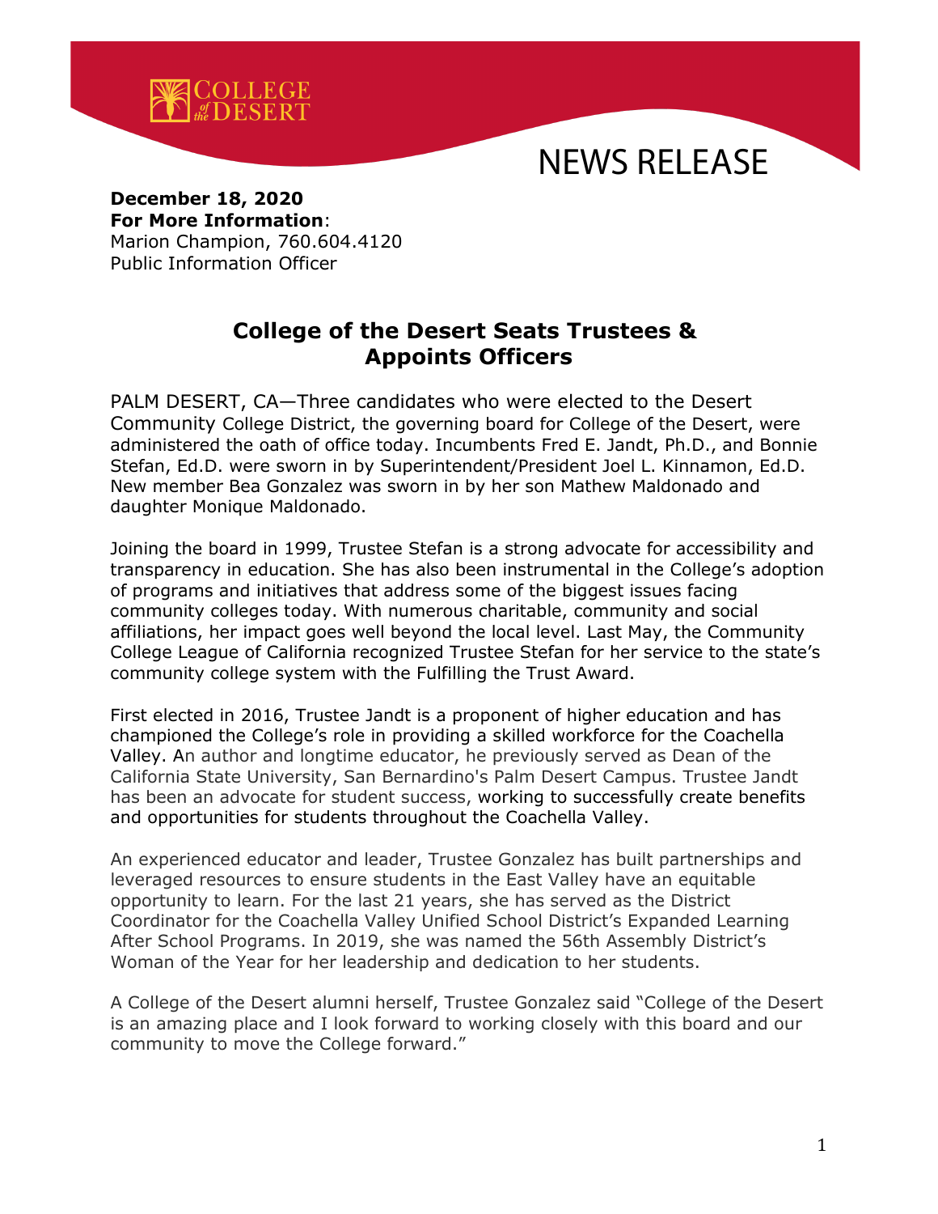COLLEGE of the DESERT

NEWS RELEASE

**December 18, 2020**
**For More Information**:
Marion Champion, 760.604.4120
Public Information Officer

## College of the Desert Seats Trustees & Appoints Officers

PALM DESERT, CA—Three candidates who were elected to the Desert Community College District, the governing board for College of the Desert, were administered the oath of office today. Incumbents Fred E. Jandt, Ph.D., and Bonnie Stefan, Ed.D. were sworn in by Superintendent/President Joel L. Kinnamon, Ed.D. New member Bea Gonzalez was sworn in by her son Mathew Maldonado and daughter Monique Maldonado.

Joining the board in 1999, Trustee Stefan is a strong advocate for accessibility and transparency in education. She has also been instrumental in the College's adoption of programs and initiatives that address some of the biggest issues facing community colleges today. With numerous charitable, community and social affiliations, her impact goes well beyond the local level. Last May, the Community College League of California recognized Trustee Stefan for her service to the state's community college system with the Fulfilling the Trust Award.

First elected in 2016, Trustee Jandt is a proponent of higher education and has championed the College's role in providing a skilled workforce for the Coachella Valley. An author and longtime educator, he previously served as Dean of the California State University, San Bernardino's Palm Desert Campus. Trustee Jandt has been an advocate for student success, working to successfully create benefits and opportunities for students throughout the Coachella Valley.

An experienced educator and leader, Trustee Gonzalez has built partnerships and leveraged resources to ensure students in the East Valley have an equitable opportunity to learn. For the last 21 years, she has served as the District Coordinator for the Coachella Valley Unified School District's Expanded Learning After School Programs. In 2019, she was named the 56th Assembly District's Woman of the Year for her leadership and dedication to her students.

A College of the Desert alumni herself, Trustee Gonzalez said "College of the Desert is an amazing place and I look forward to working closely with this board and our community to move the College forward."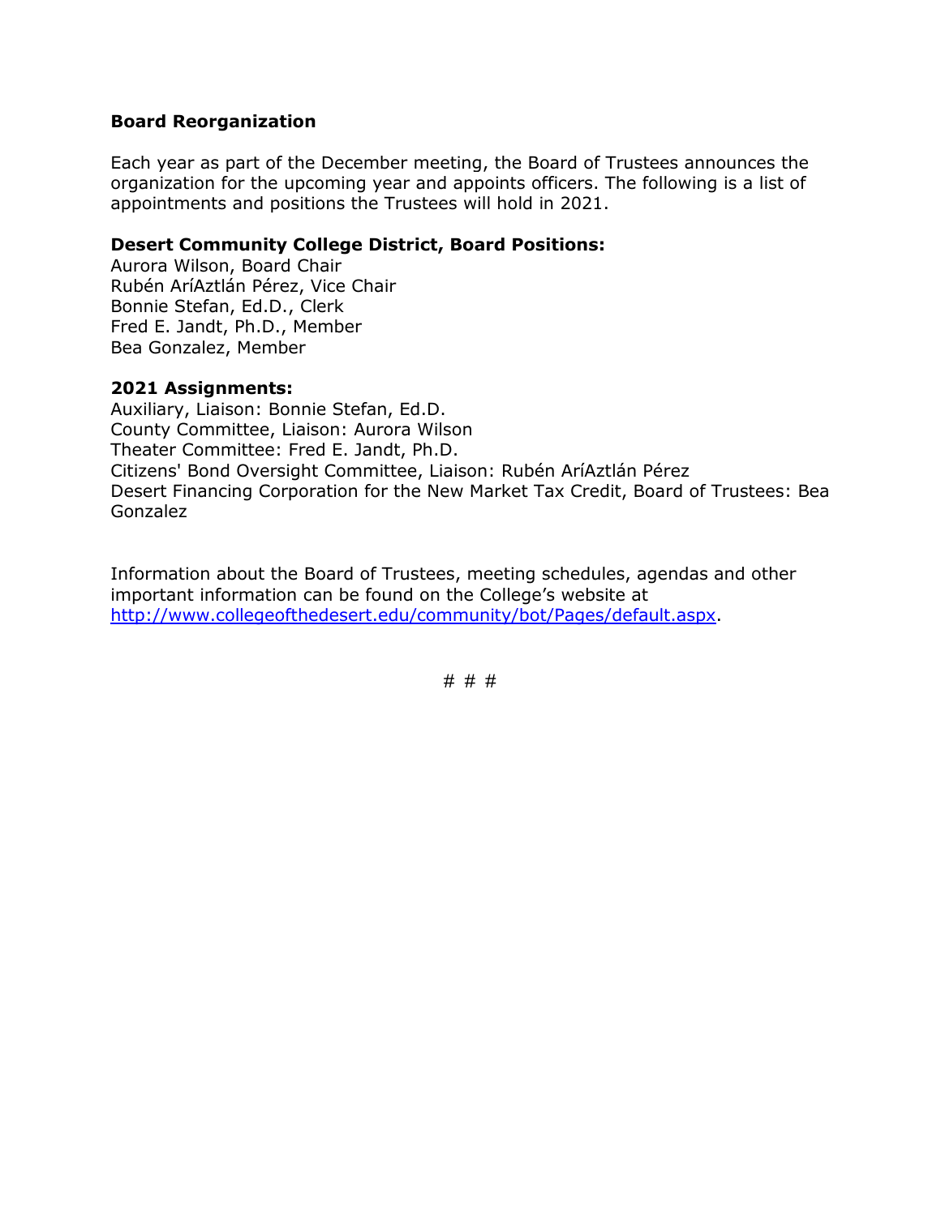## Board Reorganization

Each year as part of the December meeting, the Board of Trustees announces the organization for the upcoming year and appoints officers. The following is a list of appointments and positions the Trustees will hold in 2021.

**Desert Community College District, Board Positions:**
Aurora Wilson, Board Chair
Rubén AríAztlán Pérez, Vice Chair
Bonnie Stefan, Ed.D., Clerk
Fred E. Jandt, Ph.D., Member
Bea Gonzalez, Member

**2021 Assignments:**
Auxiliary, Liaison: Bonnie Stefan, Ed.D.
County Committee, Liaison: Aurora Wilson
Theater Committee: Fred E. Jandt, Ph.D.
Citizens' Bond Oversight Committee, Liaison: Rubén AríAztlán Pérez
Desert Financing Corporation for the New Market Tax Credit, Board of Trustees: Bea Gonzalez

Information about the Board of Trustees, meeting schedules, agendas and other important information can be found on the College's website at [http://www.collegeofthedesert.edu/community/bot/Pages/default.aspx](http://www.collegeofthedesert.edu/community/bot/Pages/default.aspx).

# # #